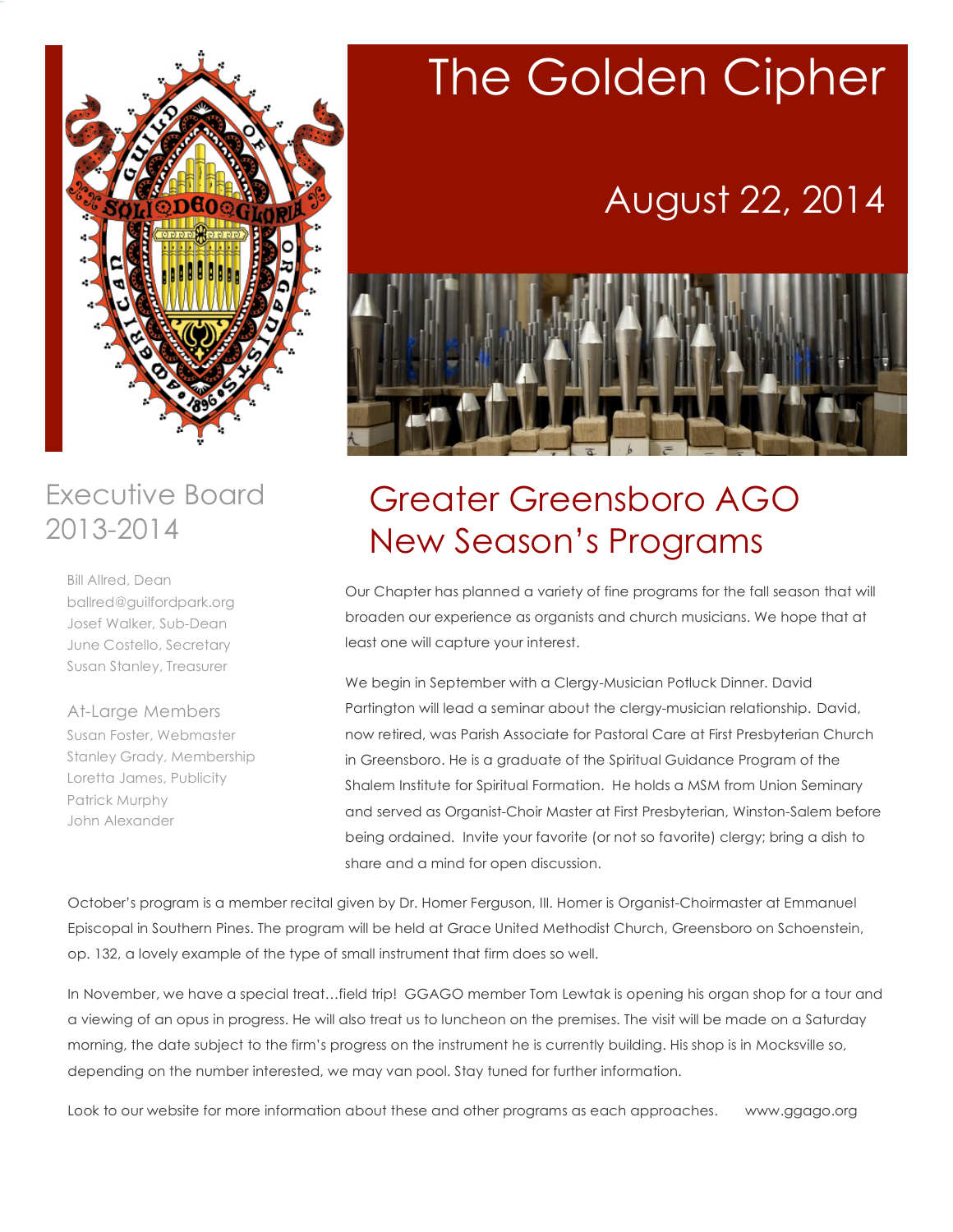# The Golden Cipher

## August 22, 2014

## Executive Board 2013-2014

Bill Allred, Dean
ballred@guilfordpark.org
Josef Walker, Sub-Dean
June Costello, Secretary
Susan Stanley, Treasurer

### At-Large Members

Susan Foster, Webmaster
Stanley Grady, Membership
Loretta James, Publicity
Patrick Murphy
John Alexander

## Greater Greensboro AGO New Season's Programs

Our Chapter has planned a variety of fine programs for the fall season that will broaden our experience as organists and church musicians. We hope that at least one will capture your interest.

We begin in September with a Clergy-Musician Potluck Dinner. David Partington will lead a seminar about the clergy-musician relationship. David, now retired, was Parish Associate for Pastoral Care at First Presbyterian Church in Greensboro. He is a graduate of the Spiritual Guidance Program of the Shalem Institute for Spiritual Formation. He holds a MSM from Union Seminary and served as Organist-Choir Master at First Presbyterian, Winston-Salem before being ordained. Invite your favorite (or not so favorite) clergy; bring a dish to share and a mind for open discussion.

October's program is a member recital given by Dr. Homer Ferguson, III. Homer is Organist-Choirmaster at Emmanuel Episcopal in Southern Pines. The program will be held at Grace United Methodist Church, Greensboro on Schoenstein, op. 132, a lovely example of the type of small instrument that firm does so well.

In November, we have a special treat…field trip! GGAGO member Tom Lewtak is opening his organ shop for a tour and a viewing of an opus in progress. He will also treat us to luncheon on the premises. The visit will be made on a Saturday morning, the date subject to the firm's progress on the instrument he is currently building. His shop is in Mocksville so, depending on the number interested, we may van pool. Stay tuned for further information.

Look to our website for more information about these and other programs as each approaches. www.ggago.org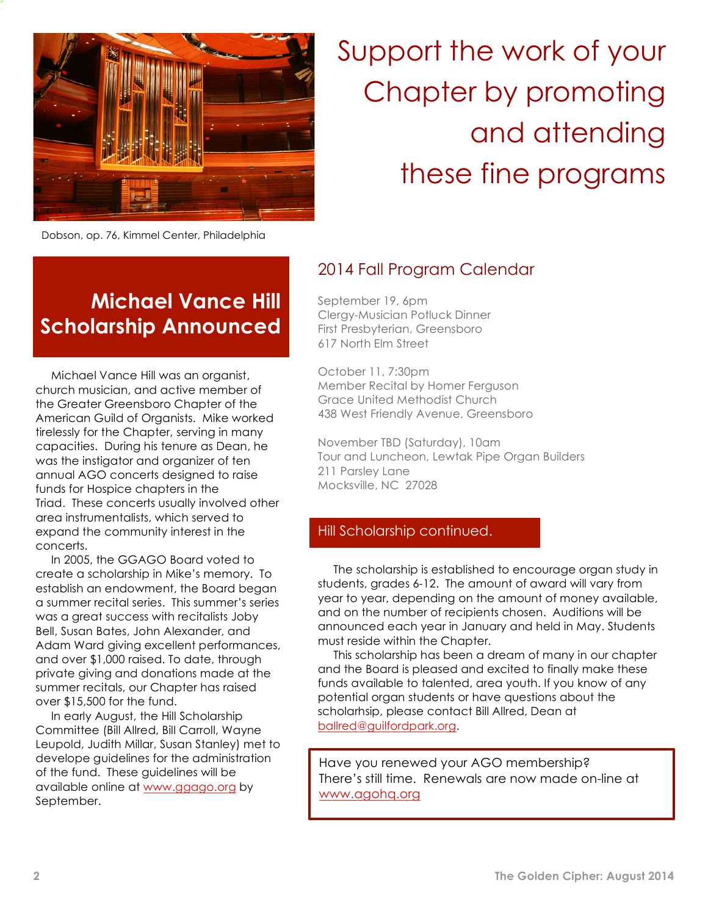Dobson, op. 76, Kimmel Center, Philadelphia

# Support the work of your Chapter by promoting and attending these fine programs

## Michael Vance Hill Scholarship Announced

Michael Vance Hill was an organist, church musician, and active member of the Greater Greensboro Chapter of the American Guild of Organists. Mike worked tirelessly for the Chapter, serving in many capacities. During his tenure as Dean, he was the instigator and organizer of ten annual AGO concerts designed to raise funds for Hospice chapters in the Triad. These concerts usually involved other area instrumentalists, which served to expand the community interest in the concerts.

In 2005, the GGAGO Board voted to create a scholarship in Mike's memory. To establish an endowment, the Board began a summer recital series. This summer's series was a great success with recitalists Joby Bell, Susan Bates, John Alexander, and Adam Ward giving excellent performances, and over $1,000 raised. To date, through private giving and donations made at the summer recitals, our Chapter has raised over $15,500 for the fund.

In early August, the Hill Scholarship Committee (Bill Allred, Bill Carroll, Wayne Leupold, Judith Millar, Susan Stanley) met to develope guidelines for the administration of the fund. These guidelines will be available online at www.ggago.org by September.

## 2014 Fall Program Calendar

September 19, 6pm
Clergy-Musician Potluck Dinner
First Presbyterian, Greensboro
617 North Elm Street

October 11, 7:30pm
Member Recital by Homer Ferguson
Grace United Methodist Church
438 West Friendly Avenue, Greensboro

November TBD (Saturday), 10am
Tour and Luncheon, Lewtak Pipe Organ Builders
211 Parsley Lane
Mocksville, NC 27028

## Hill Scholarship continued.

The scholarship is established to encourage organ study in students, grades 6-12. The amount of award will vary from year to year, depending on the amount of money available, and on the number of recipients chosen. Auditions will be announced each year in January and held in May. Students must reside within the Chapter.

This scholarship has been a dream of many in our chapter and the Board is pleased and excited to finally make these funds available to talented, area youth. If you know of any potential organ students or have questions about the scholarhsip, please contact Bill Allred, Dean at ballred@guilfordpark.org.

Have you renewed your AGO membership?
There's still time. Renewals are now made on-line at www.agohq.org